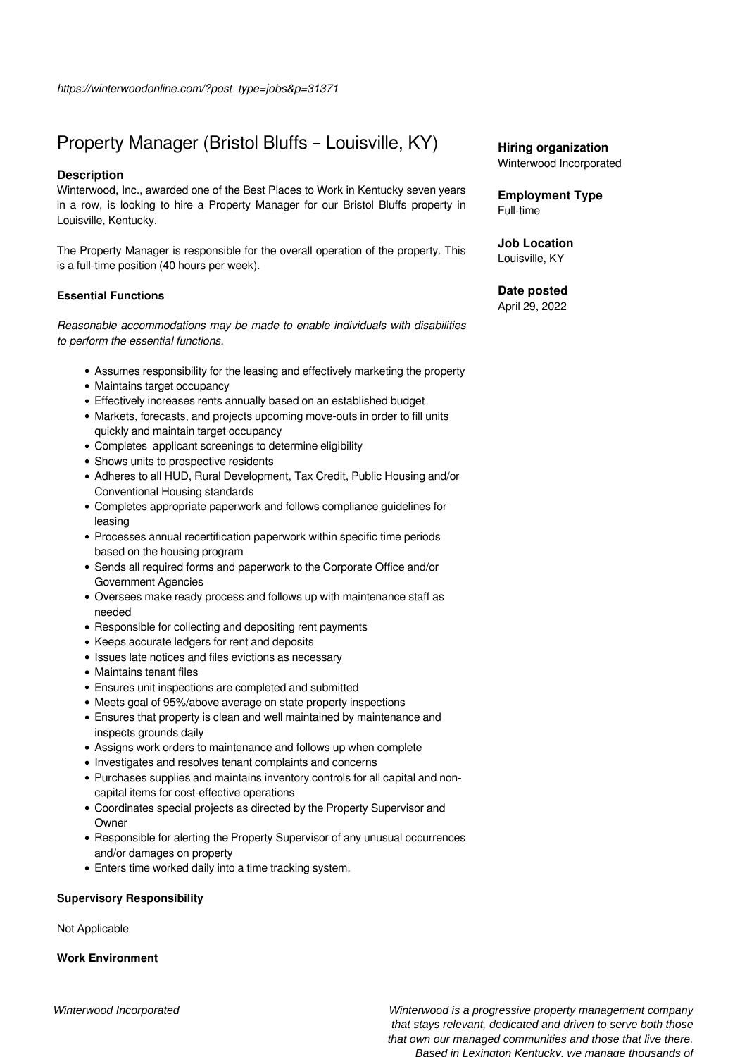https://winterwoodonline.com/?post_type=jobs&p=31371

# Property Manager (Bristol Bluffs – Louisville, KY)

**Hiring organization**
Winterwood Incorporated

**Employment Type**
Full-time

**Job Location**
Louisville, KY

**Date posted**
April 29, 2022

### Description

Winterwood, Inc., awarded one of the Best Places to Work in Kentucky seven years in a row, is looking to hire a Property Manager for our Bristol Bluffs property in Louisville, Kentucky.

The Property Manager is responsible for the overall operation of the property. This is a full-time position (40 hours per week).

#### Essential Functions

*Reasonable accommodations may be made to enable individuals with disabilities to perform the essential functions.*

- Assumes responsibility for the leasing and effectively marketing the property
- Maintains target occupancy
- Effectively increases rents annually based on an established budget
- Markets, forecasts, and projects upcoming move-outs in order to fill units quickly and maintain target occupancy
- Completes applicant screenings to determine eligibility
- Shows units to prospective residents
- Adheres to all HUD, Rural Development, Tax Credit, Public Housing and/or Conventional Housing standards
- Completes appropriate paperwork and follows compliance guidelines for leasing
- Processes annual recertification paperwork within specific time periods based on the housing program
- Sends all required forms and paperwork to the Corporate Office and/or Government Agencies
- Oversees make ready process and follows up with maintenance staff as needed
- Responsible for collecting and depositing rent payments
- Keeps accurate ledgers for rent and deposits
- Issues late notices and files evictions as necessary
- Maintains tenant files
- Ensures unit inspections are completed and submitted
- Meets goal of 95%/above average on state property inspections
- Ensures that property is clean and well maintained by maintenance and inspects grounds daily
- Assigns work orders to maintenance and follows up when complete
- Investigates and resolves tenant complaints and concerns
- Purchases supplies and maintains inventory controls for all capital and non-capital items for cost-effective operations
- Coordinates special projects as directed by the Property Supervisor and Owner
- Responsible for alerting the Property Supervisor of any unusual occurrences and/or damages on property
- Enters time worked daily into a time tracking system.

#### Supervisory Responsibility

Not Applicable

#### Work Environment

*Winterwood Incorporated*

*Winterwood is a progressive property management company that stays relevant, dedicated and driven to serve both those that own our managed communities and those that live there. Based in Lexington Kentucky, we manage thousands of*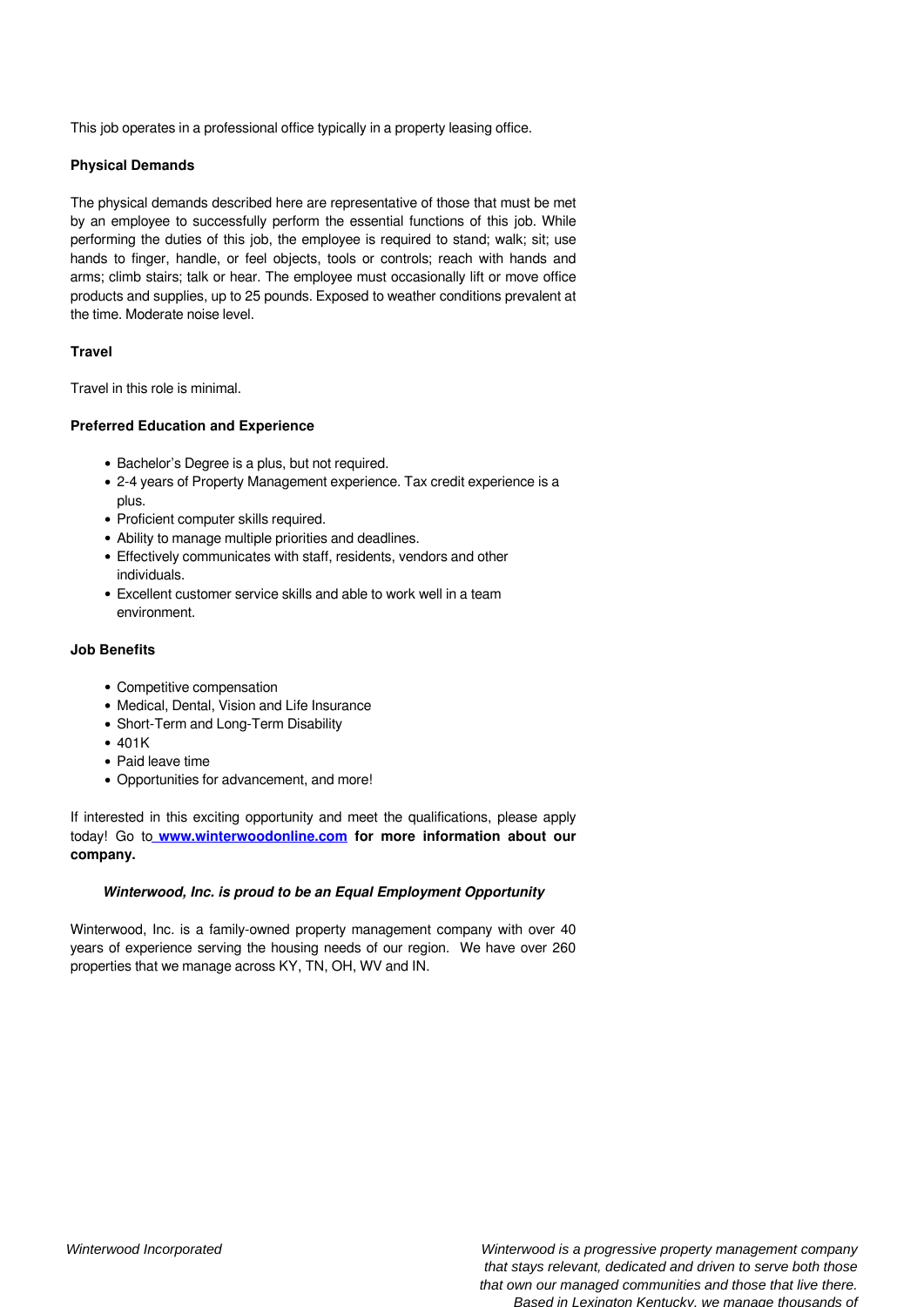This job operates in a professional office typically in a property leasing office.

**Physical Demands**

The physical demands described here are representative of those that must be met by an employee to successfully perform the essential functions of this job. While performing the duties of this job, the employee is required to stand; walk; sit; use hands to finger, handle, or feel objects, tools or controls; reach with hands and arms; climb stairs; talk or hear. The employee must occasionally lift or move office products and supplies, up to 25 pounds. Exposed to weather conditions prevalent at the time. Moderate noise level.

**Travel**

Travel in this role is minimal.

**Preferred Education and Experience**

- Bachelor's Degree is a plus, but not required.
- 2-4 years of Property Management experience. Tax credit experience is a plus.
- Proficient computer skills required.
- Ability to manage multiple priorities and deadlines.
- Effectively communicates with staff, residents, vendors and other individuals.
- Excellent customer service skills and able to work well in a team environment.

**Job Benefits**

- Competitive compensation
- Medical, Dental, Vision and Life Insurance
- Short-Term and Long-Term Disability
- 401K
- Paid leave time
- Opportunities for advancement, and more!

If interested in this exciting opportunity and meet the qualifications, please apply today! Go to **www.winterwoodonline.com for more information about our company.**

***Winterwood, Inc. is proud to be an Equal Employment Opportunity***

Winterwood, Inc. is a family-owned property management company with over 40 years of experience serving the housing needs of our region. We have over 260 properties that we manage across KY, TN, OH, WV and IN.